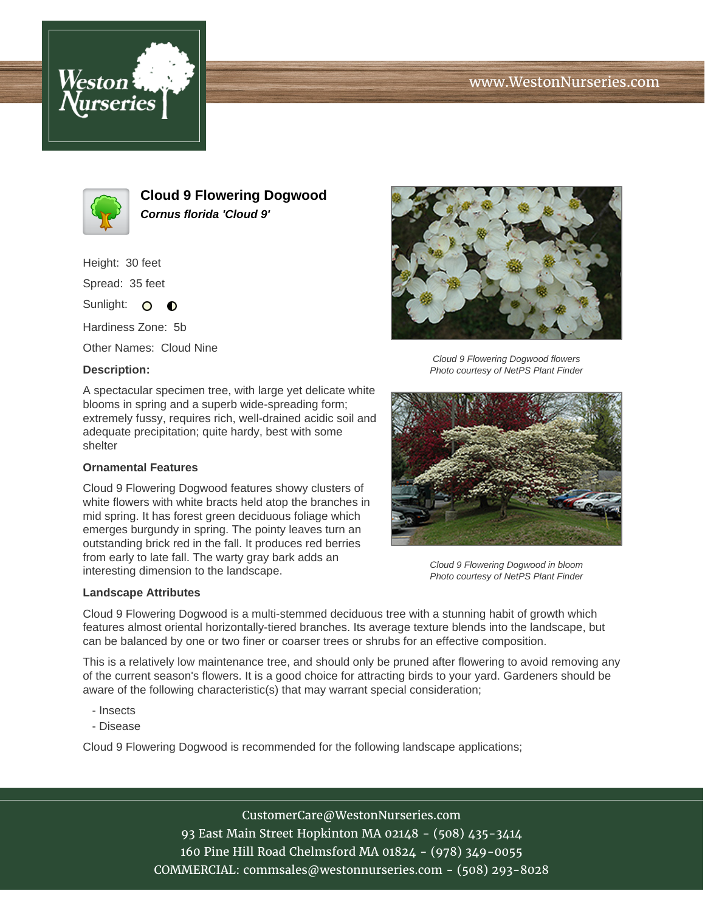# Cloud 9 Flowering Dogwood

***Cornus florida 'Cloud 9'***

Height: 30 feet

Spread: 35 feet

Sunlight: ○ ◐

Hardiness Zone: 5b

Other Names: Cloud Nine

**Description:**

A spectacular specimen tree, with large yet delicate white blooms in spring and a superb wide-spreading form; extremely fussy, requires rich, well-drained acidic soil and adequate precipitation; quite hardy, best with some shelter

*Cloud 9 Flowering Dogwood flowers*
*Photo courtesy of NetPS Plant Finder*

**Ornamental Features**

Cloud 9 Flowering Dogwood features showy clusters of white flowers with white bracts held atop the branches in mid spring. It has forest green deciduous foliage which emerges burgundy in spring. The pointy leaves turn an outstanding brick red in the fall. It produces red berries from early to late fall. The warty gray bark adds an interesting dimension to the landscape.

*Cloud 9 Flowering Dogwood in bloom*
*Photo courtesy of NetPS Plant Finder*

**Landscape Attributes**

Cloud 9 Flowering Dogwood is a multi-stemmed deciduous tree with a stunning habit of growth which features almost oriental horizontally-tiered branches. Its average texture blends into the landscape, but can be balanced by one or two finer or coarser trees or shrubs for an effective composition.

This is a relatively low maintenance tree, and should only be pruned after flowering to avoid removing any of the current season's flowers. It is a good choice for attracting birds to your yard. Gardeners should be aware of the following characteristic(s) that may warrant special consideration;

- Insects
- Disease

Cloud 9 Flowering Dogwood is recommended for the following landscape applications;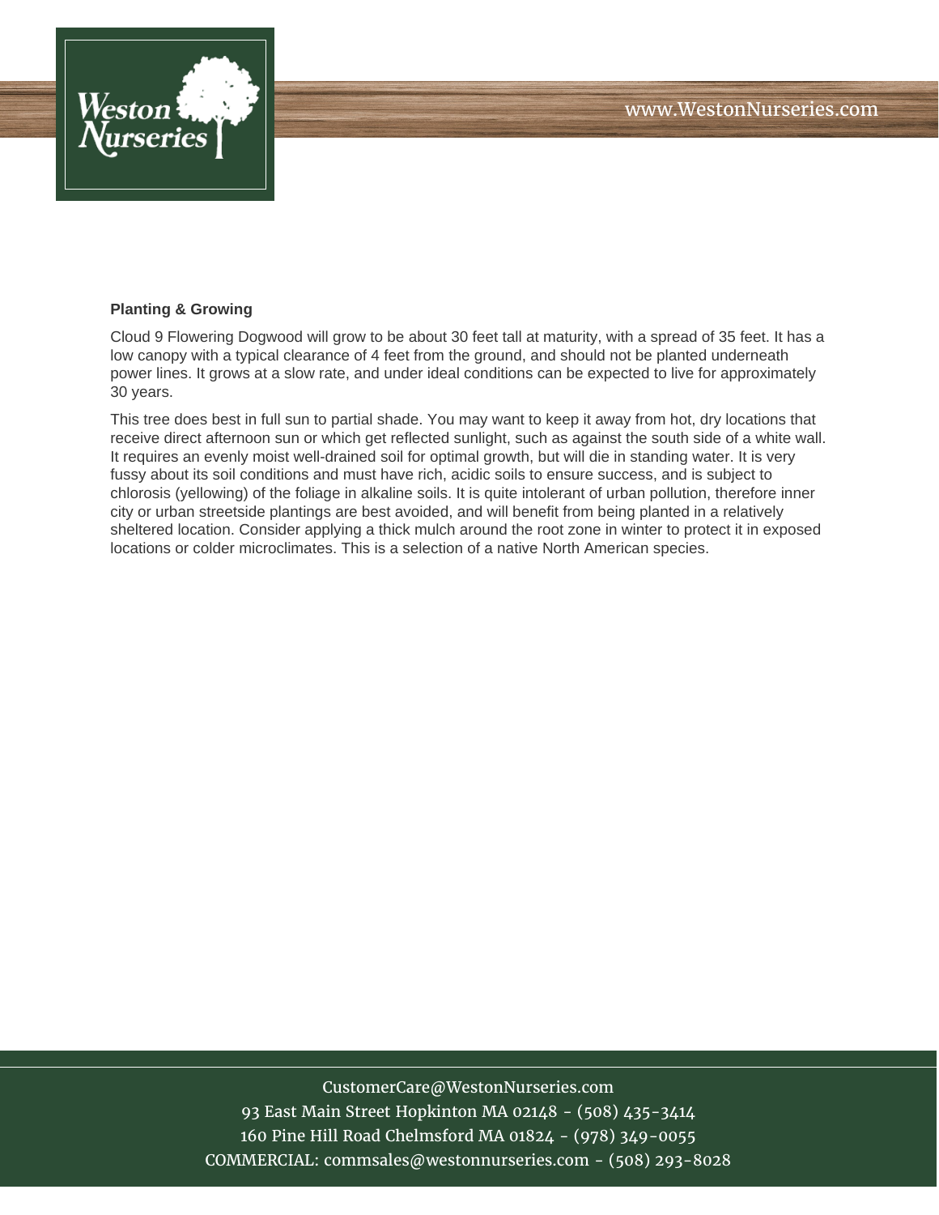**Planting & Growing**

Cloud 9 Flowering Dogwood will grow to be about 30 feet tall at maturity, with a spread of 35 feet. It has a low canopy with a typical clearance of 4 feet from the ground, and should not be planted underneath power lines. It grows at a slow rate, and under ideal conditions can be expected to live for approximately 30 years.

This tree does best in full sun to partial shade. You may want to keep it away from hot, dry locations that receive direct afternoon sun or which get reflected sunlight, such as against the south side of a white wall. It requires an evenly moist well-drained soil for optimal growth, but will die in standing water. It is very fussy about its soil conditions and must have rich, acidic soils to ensure success, and is subject to chlorosis (yellowing) of the foliage in alkaline soils. It is quite intolerant of urban pollution, therefore inner city or urban streetside plantings are best avoided, and will benefit from being planted in a relatively sheltered location. Consider applying a thick mulch around the root zone in winter to protect it in exposed locations or colder microclimates. This is a selection of a native North American species.